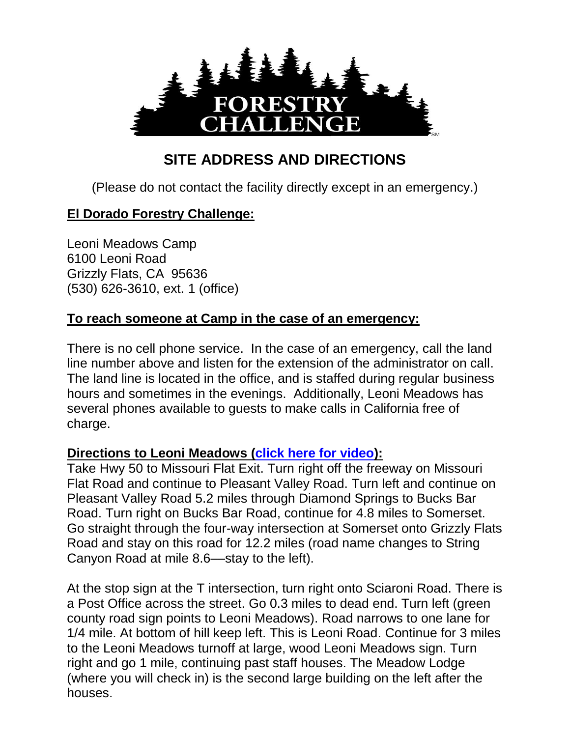# SITE ADDRESS AND DIRECTIONS

(Please do not contact the facility directly except in an emergency.)

## El Dorado Forestry Challenge:

Leoni Meadows Camp
6100 Leoni Road
Grizzly Flats, CA 95636
(530) 626-3610, ext. 1 (office)

## To reach someone at Camp in the case of an emergency:

There is no cell phone service. In the case of an emergency, call the land line number above and listen for the extension of the administrator on call. The land line is located in the office, and is staffed during regular business hours and sometimes in the evenings. Additionally, Leoni Meadows has several phones available to guests to make calls in California free of charge.

## Directions to Leoni Meadows (click here for video):

Take Hwy 50 to Missouri Flat Exit. Turn right off the freeway on Missouri Flat Road and continue to Pleasant Valley Road. Turn left and continue on Pleasant Valley Road 5.2 miles through Diamond Springs to Bucks Bar Road. Turn right on Bucks Bar Road, continue for 4.8 miles to Somerset. Go straight through the four-way intersection at Somerset onto Grizzly Flats Road and stay on this road for 12.2 miles (road name changes to String Canyon Road at mile 8.6—stay to the left).

At the stop sign at the T intersection, turn right onto Sciaroni Road. There is a Post Office across the street. Go 0.3 miles to dead end. Turn left (green county road sign points to Leoni Meadows). Road narrows to one lane for 1/4 mile. At bottom of hill keep left. This is Leoni Road. Continue for 3 miles to the Leoni Meadows turnoff at large, wood Leoni Meadows sign. Turn right and go 1 mile, continuing past staff houses. The Meadow Lodge (where you will check in) is the second large building on the left after the houses.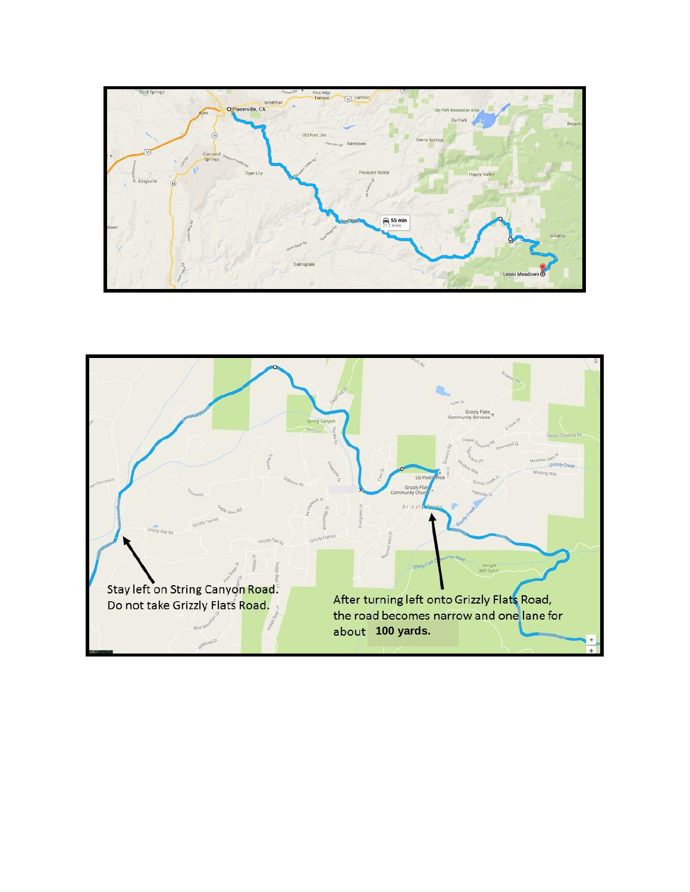Stay left on String Canyon Road. Do not take Grizzly Flats Road.

After turning left onto Grizzly Flats Road, the road becomes narrow and one lane for about **100 yards.**